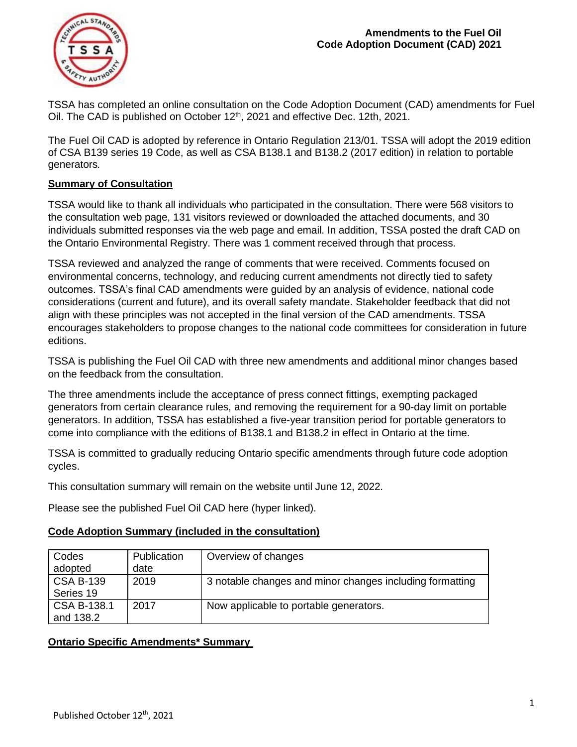# Amendments to the Fuel Oil Code Adoption Document (CAD) 2021

TSSA has completed an online consultation on the Code Adoption Document (CAD) amendments for Fuel Oil. The CAD is published on October 12th, 2021 and effective Dec. 12th, 2021.

The Fuel Oil CAD is adopted by reference in Ontario Regulation 213/01. TSSA will adopt the 2019 edition of CSA B139 series 19 Code, as well as CSA B138.1 and B138.2 (2017 edition) in relation to portable generators*.*

## Summary of Consultation

TSSA would like to thank all individuals who participated in the consultation. There were 568 visitors to the consultation web page, 131 visitors reviewed or downloaded the attached documents, and 30 individuals submitted responses via the web page and email. In addition, TSSA posted the draft CAD on the Ontario Environmental Registry. There was 1 comment received through that process.

TSSA reviewed and analyzed the range of comments that were received. Comments focused on environmental concerns, technology, and reducing current amendments not directly tied to safety outcomes. TSSA's final CAD amendments were guided by an analysis of evidence, national code considerations (current and future), and its overall safety mandate. Stakeholder feedback that did not align with these principles was not accepted in the final version of the CAD amendments. TSSA encourages stakeholders to propose changes to the national code committees for consideration in future editions.

TSSA is publishing the Fuel Oil CAD with three new amendments and additional minor changes based on the feedback from the consultation.

The three amendments include the acceptance of press connect fittings, exempting packaged generators from certain clearance rules, and removing the requirement for a 90-day limit on portable generators. In addition, TSSA has established a five-year transition period for portable generators to come into compliance with the editions of B138.1 and B138.2 in effect in Ontario at the time.

TSSA is committed to gradually reducing Ontario specific amendments through future code adoption cycles.

This consultation summary will remain on the website until June 12, 2022.

Please see the published Fuel Oil CAD here (hyper linked).

## Code Adoption Summary (included in the consultation)

| Codes adopted | Publication date | Overview of changes |
|---|---|---|
| CSA B-139 Series 19 | 2019 | 3 notable changes and minor changes including formatting |
| CSA B-138.1 and 138.2 | 2017 | Now applicable to portable generators. |

## Ontario Specific Amendments* Summary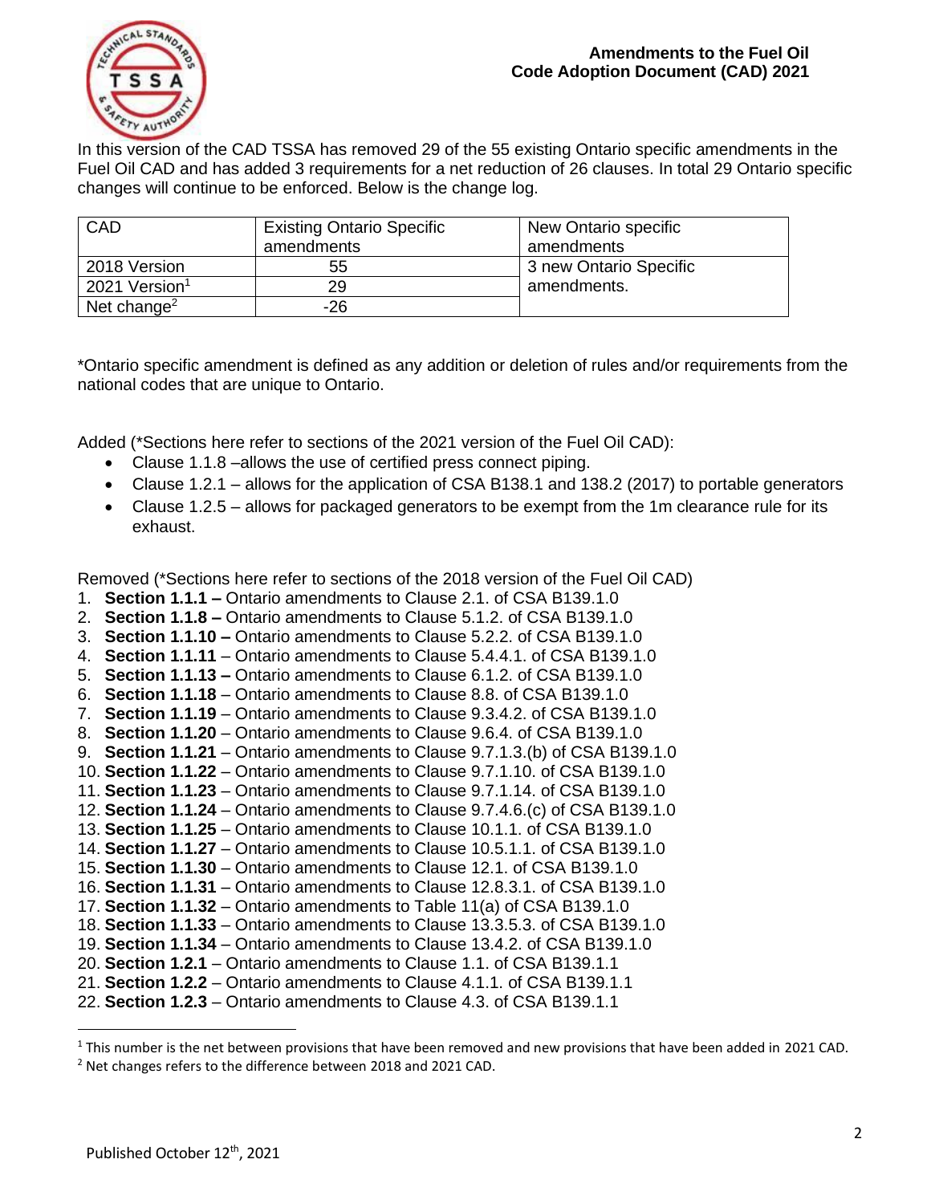# Amendments to the Fuel Oil Code Adoption Document (CAD) 2021

In this version of the CAD TSSA has removed 29 of the 55 existing Ontario specific amendments in the Fuel Oil CAD and has added 3 requirements for a net reduction of 26 clauses. In total 29 Ontario specific changes will continue to be enforced. Below is the change log.

| CAD | Existing Ontario Specific amendments | New Ontario specific amendments |
|---|---|---|
| 2018 Version | 55 | 3 new Ontario Specific amendments. |
| 2021 Version[1] | 29 | |
| Net change[2] | -26 | |

*Ontario specific amendment is defined as any addition or deletion of rules and/or requirements from the national codes that are unique to Ontario.

Added (*Sections here refer to sections of the 2021 version of the Fuel Oil CAD):

- Clause 1.1.8 –allows the use of certified press connect piping.
- Clause 1.2.1 – allows for the application of CSA B138.1 and 138.2 (2017) to portable generators
- Clause 1.2.5 – allows for packaged generators to be exempt from the 1m clearance rule for its exhaust.

Removed (*Sections here refer to sections of the 2018 version of the Fuel Oil CAD)

1. **Section 1.1.1 –** Ontario amendments to Clause 2.1. of CSA B139.1.0
2. **Section 1.1.8 –** Ontario amendments to Clause 5.1.2. of CSA B139.1.0
3. **Section 1.1.10 –** Ontario amendments to Clause 5.2.2. of CSA B139.1.0
4. **Section 1.1.11** – Ontario amendments to Clause 5.4.4.1. of CSA B139.1.0
5. **Section 1.1.13 –** Ontario amendments to Clause 6.1.2. of CSA B139.1.0
6. **Section 1.1.18** – Ontario amendments to Clause 8.8. of CSA B139.1.0
7. **Section 1.1.19** – Ontario amendments to Clause 9.3.4.2. of CSA B139.1.0
8. **Section 1.1.20** – Ontario amendments to Clause 9.6.4. of CSA B139.1.0
9. **Section 1.1.21** – Ontario amendments to Clause 9.7.1.3.(b) of CSA B139.1.0
10. **Section 1.1.22** – Ontario amendments to Clause 9.7.1.10. of CSA B139.1.0
11. **Section 1.1.23** – Ontario amendments to Clause 9.7.1.14. of CSA B139.1.0
12. **Section 1.1.24** – Ontario amendments to Clause 9.7.4.6.(c) of CSA B139.1.0
13. **Section 1.1.25** – Ontario amendments to Clause 10.1.1. of CSA B139.1.0
14. **Section 1.1.27** – Ontario amendments to Clause 10.5.1.1. of CSA B139.1.0
15. **Section 1.1.30** – Ontario amendments to Clause 12.1. of CSA B139.1.0
16. **Section 1.1.31** – Ontario amendments to Clause 12.8.3.1. of CSA B139.1.0
17. **Section 1.1.32** – Ontario amendments to Table 11(a) of CSA B139.1.0
18. **Section 1.1.33** – Ontario amendments to Clause 13.3.5.3. of CSA B139.1.0
19. **Section 1.1.34** – Ontario amendments to Clause 13.4.2. of CSA B139.1.0
20. **Section 1.2.1** – Ontario amendments to Clause 1.1. of CSA B139.1.1
21. **Section 1.2.2** – Ontario amendments to Clause 4.1.1. of CSA B139.1.1
22. **Section 1.2.3** – Ontario amendments to Clause 4.3. of CSA B139.1.1

[1] This number is the net between provisions that have been removed and new provisions that have been added in 2021 CAD.

[2] Net changes refers to the difference between 2018 and 2021 CAD.

Published October 12th, 2021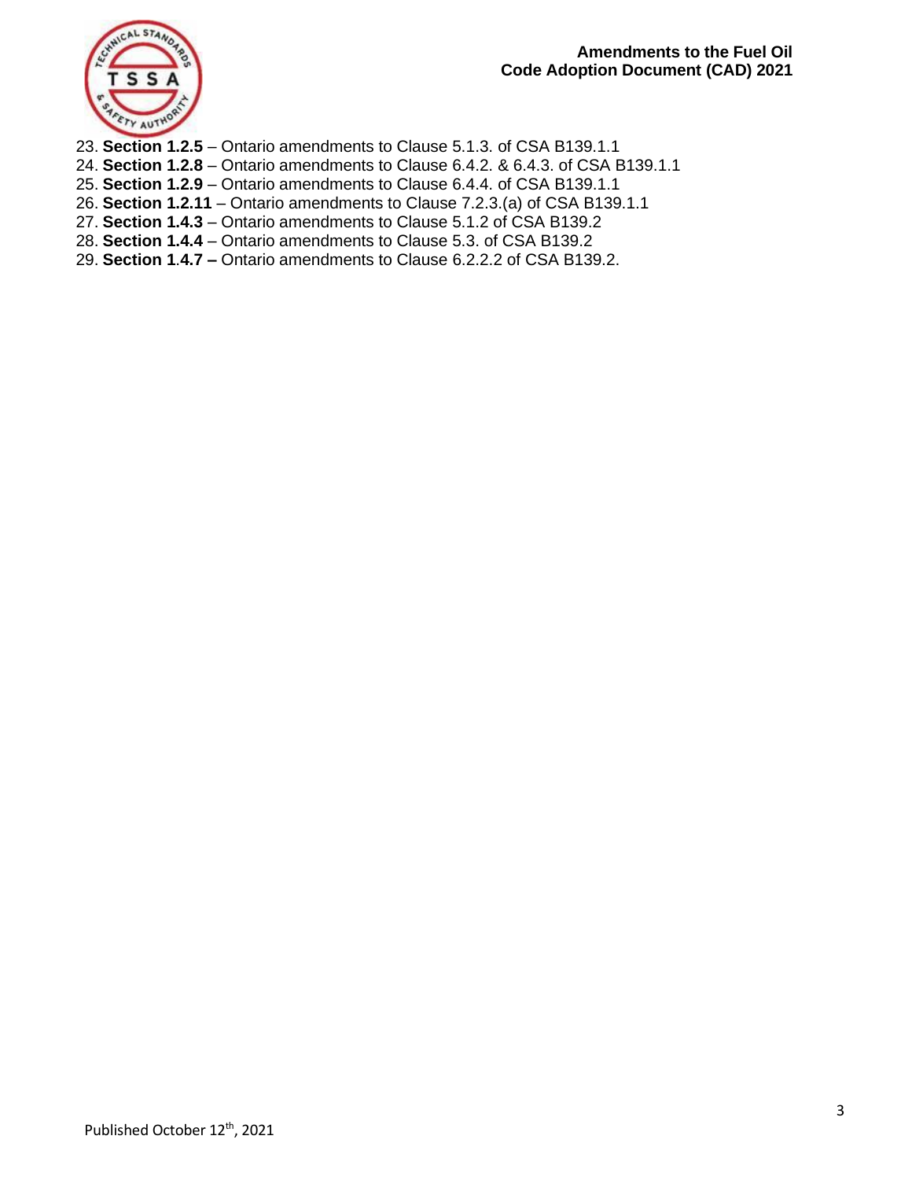23. **Section 1.2.5** – Ontario amendments to Clause 5.1.3. of CSA B139.1.1
24. **Section 1.2.8** – Ontario amendments to Clause 6.4.2. & 6.4.3. of CSA B139.1.1
25. **Section 1.2.9** – Ontario amendments to Clause 6.4.4. of CSA B139.1.1
26. **Section 1.2.11** – Ontario amendments to Clause 7.2.3.(a) of CSA B139.1.1
27. **Section 1.4.3** – Ontario amendments to Clause 5.1.2 of CSA B139.2
28. **Section 1.4.4** – Ontario amendments to Clause 5.3. of CSA B139.2
29. **Section 1.4.7 –** Ontario amendments to Clause 6.2.2.2 of CSA B139.2.